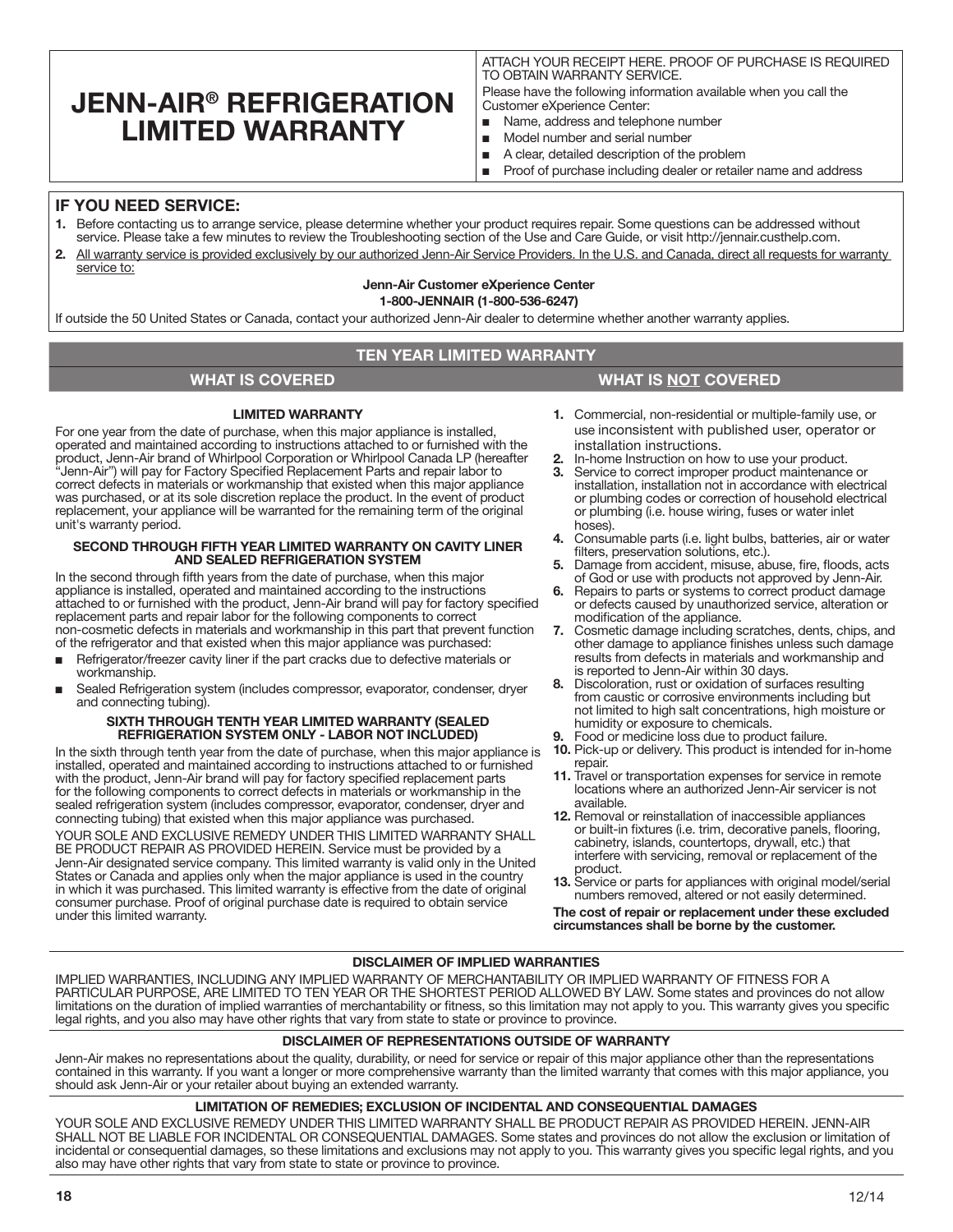# JENN-AIR® REFRIGERATION LIMITED WARRANTY

ATTACH YOUR RECEIPT HERE. PROOF OF PURCHASE IS REQUIRED TO OBTAIN WARRANTY SERVICE.

Please have the following information available when you call the Customer eXperience Center:

- Name, address and telephone number
- Model number and serial number
- A clear, detailed description of the problem
- Proof of purchase including dealer or retailer name and address

## IF YOU NEED SERVICE:

1. Before contacting us to arrange service, please determine whether your product requires repair. Some questions can be addressed without service. Please take a few minutes to review the Troubleshooting section of the Use and Care Guide, or visit http://jennair.custhelp.com.
2. All warranty service is provided exclusively by our authorized Jenn-Air Service Providers. In the U.S. and Canada, direct all requests for warranty service to:

**Jenn-Air Customer eXperience Center**
**1-800-JENNAIR (1-800-536-6247)**

If outside the 50 United States or Canada, contact your authorized Jenn-Air dealer to determine whether another warranty applies.

## TEN YEAR LIMITED WARRANTY

### WHAT IS COVERED

**LIMITED WARRANTY**

For one year from the date of purchase, when this major appliance is installed, operated and maintained according to instructions attached to or furnished with the product, Jenn-Air brand of Whirlpool Corporation or Whirlpool Canada LP (hereafter "Jenn-Air") will pay for Factory Specified Replacement Parts and repair labor to correct defects in materials or workmanship that existed when this major appliance was purchased, or at its sole discretion replace the product. In the event of product replacement, your appliance will be warranted for the remaining term of the original unit's warranty period.

**SECOND THROUGH FIFTH YEAR LIMITED WARRANTY ON CAVITY LINER AND SEALED REFRIGERATION SYSTEM**

In the second through fifth years from the date of purchase, when this major appliance is installed, operated and maintained according to the instructions attached to or furnished with the product, Jenn-Air brand will pay for factory specified replacement parts and repair labor for the following components to correct non-cosmetic defects in materials and workmanship in this part that prevent function of the refrigerator and that existed when this major appliance was purchased:

- Refrigerator/freezer cavity liner if the part cracks due to defective materials or workmanship.
- Sealed Refrigeration system (includes compressor, evaporator, condenser, dryer and connecting tubing).

**SIXTH THROUGH TENTH YEAR LIMITED WARRANTY (SEALED REFRIGERATION SYSTEM ONLY - LABOR NOT INCLUDED)**

In the sixth through tenth year from the date of purchase, when this major appliance is installed, operated and maintained according to instructions attached to or furnished with the product, Jenn-Air brand will pay for factory specified replacement parts for the following components to correct defects in materials or workmanship in the sealed refrigeration system (includes compressor, evaporator, condenser, dryer and connecting tubing) that existed when this major appliance was purchased.

YOUR SOLE AND EXCLUSIVE REMEDY UNDER THIS LIMITED WARRANTY SHALL BE PRODUCT REPAIR AS PROVIDED HEREIN. Service must be provided by a Jenn-Air designated service company. This limited warranty is valid only in the United States or Canada and applies only when the major appliance is used in the country in which it was purchased. This limited warranty is effective from the date of original consumer purchase. Proof of original purchase date is required to obtain service under this limited warranty.

### WHAT IS NOT COVERED

1. Commercial, non-residential or multiple-family use, or use inconsistent with published user, operator or installation instructions.
2. In-home Instruction on how to use your product.
3. Service to correct improper product maintenance or installation, installation not in accordance with electrical or plumbing codes or correction of household electrical or plumbing (i.e. house wiring, fuses or water inlet hoses).
4. Consumable parts (i.e. light bulbs, batteries, air or water filters, preservation solutions, etc.).
5. Damage from accident, misuse, abuse, fire, floods, acts of God or use with products not approved by Jenn-Air.
6. Repairs to parts or systems to correct product damage or defects caused by unauthorized service, alteration or modification of the appliance.
7. Cosmetic damage including scratches, dents, chips, and other damage to appliance finishes unless such damage results from defects in materials and workmanship and is reported to Jenn-Air within 30 days.
8. Discoloration, rust or oxidation of surfaces resulting from caustic or corrosive environments including but not limited to high salt concentrations, high moisture or humidity or exposure to chemicals.
9. Food or medicine loss due to product failure.
10. Pick-up or delivery. This product is intended for in-home repair.
11. Travel or transportation expenses for service in remote locations where an authorized Jenn-Air servicer is not available.
12. Removal or reinstallation of inaccessible appliances or built-in fixtures (i.e. trim, decorative panels, flooring, cabinetry, islands, countertops, drywall, etc.) that interfere with servicing, removal or replacement of the product.
13. Service or parts for appliances with original model/serial numbers removed, altered or not easily determined.

**The cost of repair or replacement under these excluded circumstances shall be borne by the customer.**

### DISCLAIMER OF IMPLIED WARRANTIES

IMPLIED WARRANTIES, INCLUDING ANY IMPLIED WARRANTY OF MERCHANTABILITY OR IMPLIED WARRANTY OF FITNESS FOR A PARTICULAR PURPOSE, ARE LIMITED TO TEN YEAR OR THE SHORTEST PERIOD ALLOWED BY LAW. Some states and provinces do not allow limitations on the duration of implied warranties of merchantability or fitness, so this limitation may not apply to you. This warranty gives you specific legal rights, and you also may have other rights that vary from state to state or province to province.

### DISCLAIMER OF REPRESENTATIONS OUTSIDE OF WARRANTY

Jenn-Air makes no representations about the quality, durability, or need for service or repair of this major appliance other than the representations contained in this warranty. If you want a longer or more comprehensive warranty than the limited warranty that comes with this major appliance, you should ask Jenn-Air or your retailer about buying an extended warranty.

### LIMITATION OF REMEDIES; EXCLUSION OF INCIDENTAL AND CONSEQUENTIAL DAMAGES

YOUR SOLE AND EXCLUSIVE REMEDY UNDER THIS LIMITED WARRANTY SHALL BE PRODUCT REPAIR AS PROVIDED HEREIN. JENN-AIR SHALL NOT BE LIABLE FOR INCIDENTAL OR CONSEQUENTIAL DAMAGES. Some states and provinces do not allow the exclusion or limitation of incidental or consequential damages, so these limitations and exclusions may not apply to you. This warranty gives you specific legal rights, and you also may have other rights that vary from state to state or province to province.

12/14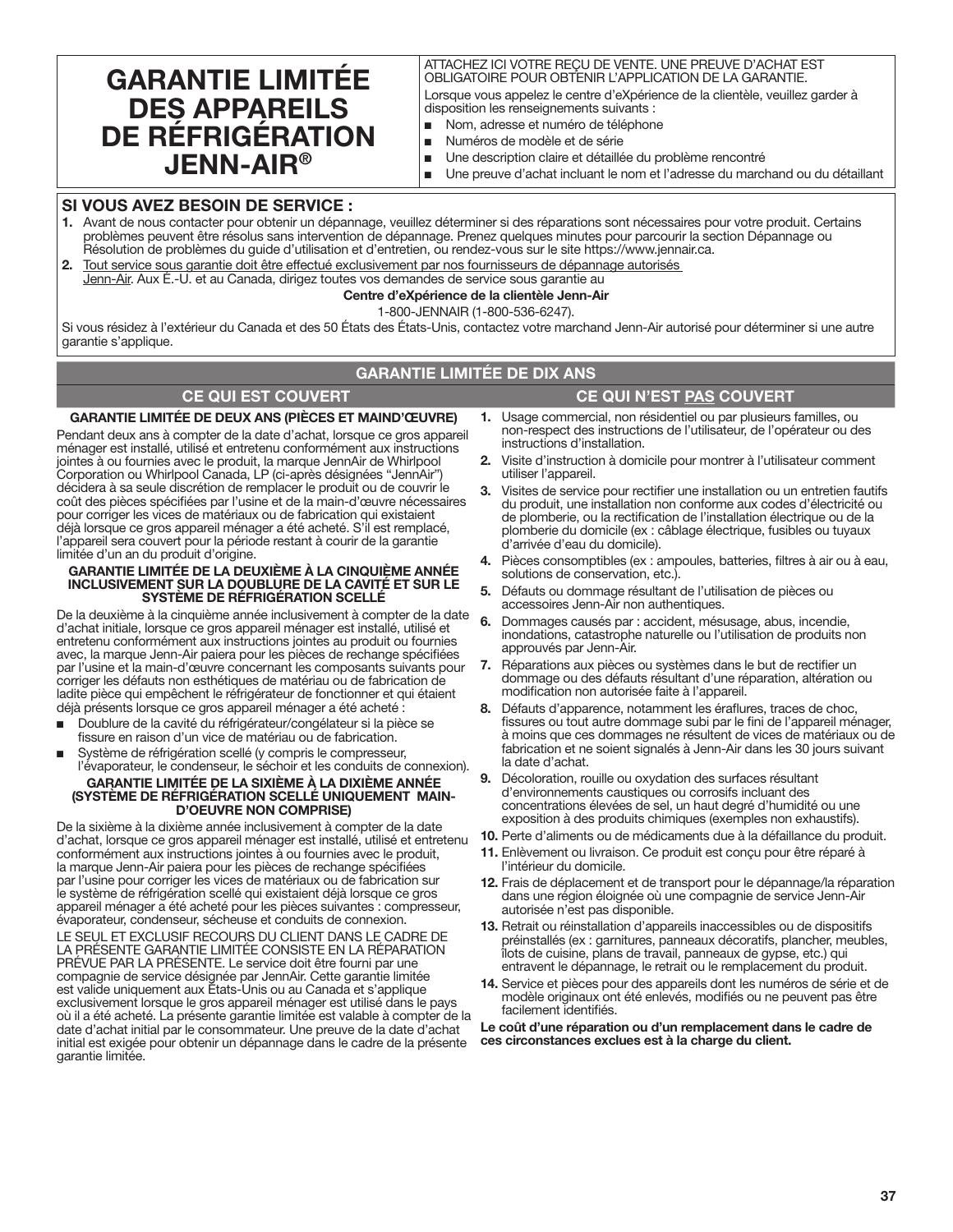# GARANTIE LIMITÉE DES APPAREILS DE RÉFRIGÉRATION JENN-AIR®

ATTACHEZ ICI VOTRE REÇU DE VENTE. UNE PREUVE D'ACHAT EST OBLIGATOIRE POUR OBTENIR L'APPLICATION DE LA GARANTIE.

Lorsque vous appelez le centre d'eXpérience de la clientèle, veuillez garder à disposition les renseignements suivants :

- Nom, adresse et numéro de téléphone
- Numéros de modèle et de série
- Une description claire et détaillée du problème rencontré
- Une preuve d'achat incluant le nom et l'adresse du marchand ou du détaillant

## SI VOUS AVEZ BESOIN DE SERVICE :

1. Avant de nous contacter pour obtenir un dépannage, veuillez déterminer si des réparations sont nécessaires pour votre produit. Certains problèmes peuvent être résolus sans intervention de dépannage. Prenez quelques minutes pour parcourir la section Dépannage ou Résolution de problèmes du guide d'utilisation et d'entretien, ou rendez-vous sur le site https://www.jennair.ca.
2. Tout service sous garantie doit être effectué exclusivement par nos fournisseurs de dépannage autorisés Jenn-Air. Aux É.-U. et au Canada, dirigez toutes vos demandes de service sous garantie au

**Centre d'eXpérience de la clientèle Jenn-Air**

1-800-JENNAIR (1-800-536-6247).

Si vous résidez à l'extérieur du Canada et des 50 États des États-Unis, contactez votre marchand Jenn-Air autorisé pour déterminer si une autre garantie s'applique.

## GARANTIE LIMITÉE DE DIX ANS

### CE QUI EST COUVERT

**GARANTIE LIMITÉE DE DEUX ANS (PIÈCES ET MAIND'ŒUVRE)**

Pendant deux ans à compter de la date d'achat, lorsque ce gros appareil ménager est installé, utilisé et entretenu conformément aux instructions jointes à ou fournies avec le produit, la marque JennAir de Whirlpool Corporation ou Whirlpool Canada, LP (ci-après désignées "JennAir") décidera à sa seule discrétion de remplacer le produit ou de couvrir le coût des pièces spécifiées par l'usine et de la main-d'œuvre nécessaires pour corriger les vices de matériaux ou de fabrication qui existaient déjà lorsque ce gros appareil ménager a été acheté. S'il est remplacé, l'appareil sera couvert pour la période restant à courir de la garantie limitée d'un an du produit d'origine.

**GARANTIE LIMITÉE DE LA DEUXIÈME À LA CINQUIÈME ANNÉE INCLUSIVEMENT SUR LA DOUBLURE DE LA CAVITÉ ET SUR LE SYSTÈME DE RÉFRIGÉRATION SCELLÉ**

De la deuxième à la cinquième année inclusivement à compter de la date d'achat initiale, lorsque ce gros appareil ménager est installé, utilisé et entretenu conformément aux instructions jointes au produit ou fournies avec, la marque Jenn-Air paiera pour les pièces de rechange spécifiées par l'usine et la main-d'œuvre concernant les composants suivants pour corriger les défauts non esthétiques de matériau ou de fabrication de ladite pièce qui empêchent le réfrigérateur de fonctionner et qui étaient déjà présents lorsque ce gros appareil ménager a été acheté :

- Doublure de la cavité du réfrigérateur/congélateur si la pièce se fissure en raison d'un vice de matériau ou de fabrication.
- Système de réfrigération scellé (y compris le compresseur, l'évaporateur, le condenseur, le séchoir et les conduits de connexion).

**GARANTIE LIMITÉE DE LA SIXIÈME À LA DIXIÈME ANNÉE (SYSTÈME DE RÉFRIGÉRATION SCELLÉ UNIQUEMENT MAIN-D'OEUVRE NON COMPRISE)**

De la sixième à la dixième année inclusivement à compter de la date d'achat, lorsque ce gros appareil ménager est installé, utilisé et entretenu conformément aux instructions jointes à ou fournies avec le produit, la marque Jenn-Air paiera pour les pièces de rechange spécifiées par l'usine pour corriger les vices de matériaux ou de fabrication sur le système de réfrigération scellé qui existaient déjà lorsque ce gros appareil ménager a été acheté pour les pièces suivantes : compresseur, évaporateur, condenseur, sécheuse et conduits de connexion.

LE SEUL ET EXCLUSIF RECOURS DU CLIENT DANS LE CADRE DE LA PRÉSENTE GARANTIE LIMITÉE CONSISTE EN LA RÉPARATION PRÉVUE PAR LA PRÉSENTE. Le service doit être fourni par une compagnie de service désignée par JennAir. Cette garantie limitée est valide uniquement aux États-Unis ou au Canada et s'applique exclusivement lorsque le gros appareil ménager est utilisé dans le pays où il a été acheté. La présente garantie limitée est valable à compter de la date d'achat initial par le consommateur. Une preuve de la date d'achat initial est exigée pour obtenir un dépannage dans le cadre de la présente garantie limitée.

### CE QUI N'EST PAS COUVERT

1. Usage commercial, non résidentiel ou par plusieurs familles, ou non-respect des instructions de l'utilisateur, de l'opérateur ou des instructions d'installation.
2. Visite d'instruction à domicile pour montrer à l'utilisateur comment utiliser l'appareil.
3. Visites de service pour rectifier une installation ou un entretien fautifs du produit, une installation non conforme aux codes d'électricité ou de plomberie, ou la rectification de l'installation électrique ou de la plomberie du domicile (ex : câblage électrique, fusibles ou tuyaux d'arrivée d'eau du domicile).
4. Pièces consomptibles (ex : ampoules, batteries, filtres à air ou à eau, solutions de conservation, etc.).
5. Défauts ou dommage résultant de l'utilisation de pièces ou accessoires Jenn-Air non authentiques.
6. Dommages causés par : accident, mésusage, abus, incendie, inondations, catastrophe naturelle ou l'utilisation de produits non approuvés par Jenn-Air.
7. Réparations aux pièces ou systèmes dans le but de rectifier un dommage ou des défauts résultant d'une réparation, altération ou modification non autorisée faite à l'appareil.
8. Défauts d'apparence, notamment les éraflures, traces de choc, fissures ou tout autre dommage subi par le fini de l'appareil ménager, à moins que ces dommages ne résultent de vices de matériaux ou de fabrication et ne soient signalés à Jenn-Air dans les 30 jours suivant la date d'achat.
9. Décoloration, rouille ou oxydation des surfaces résultant d'environnements caustiques ou corrosifs incluant des concentrations élevées de sel, un haut degré d'humidité ou une exposition à des produits chimiques (exemples non exhaustifs).
10. Perte d'aliments ou de médicaments due à la défaillance du produit.
11. Enlèvement ou livraison. Ce produit est conçu pour être réparé à l'intérieur du domicile.
12. Frais de déplacement et de transport pour le dépannage/la réparation dans une région éloignée où une compagnie de service Jenn-Air autorisée n'est pas disponible.
13. Retrait ou réinstallation d'appareils inaccessibles ou de dispositifs préinstallés (ex : garnitures, panneaux décoratifs, plancher, meubles, îlots de cuisine, plans de travail, panneaux de gypse, etc.) qui entravent le dépannage, le retrait ou le remplacement du produit.
14. Service et pièces pour des appareils dont les numéros de série et de modèle originaux ont été enlevés, modifiés ou ne peuvent pas être facilement identifiés.

**Le coût d'une réparation ou d'un remplacement dans le cadre de ces circonstances exclues est à la charge du client.**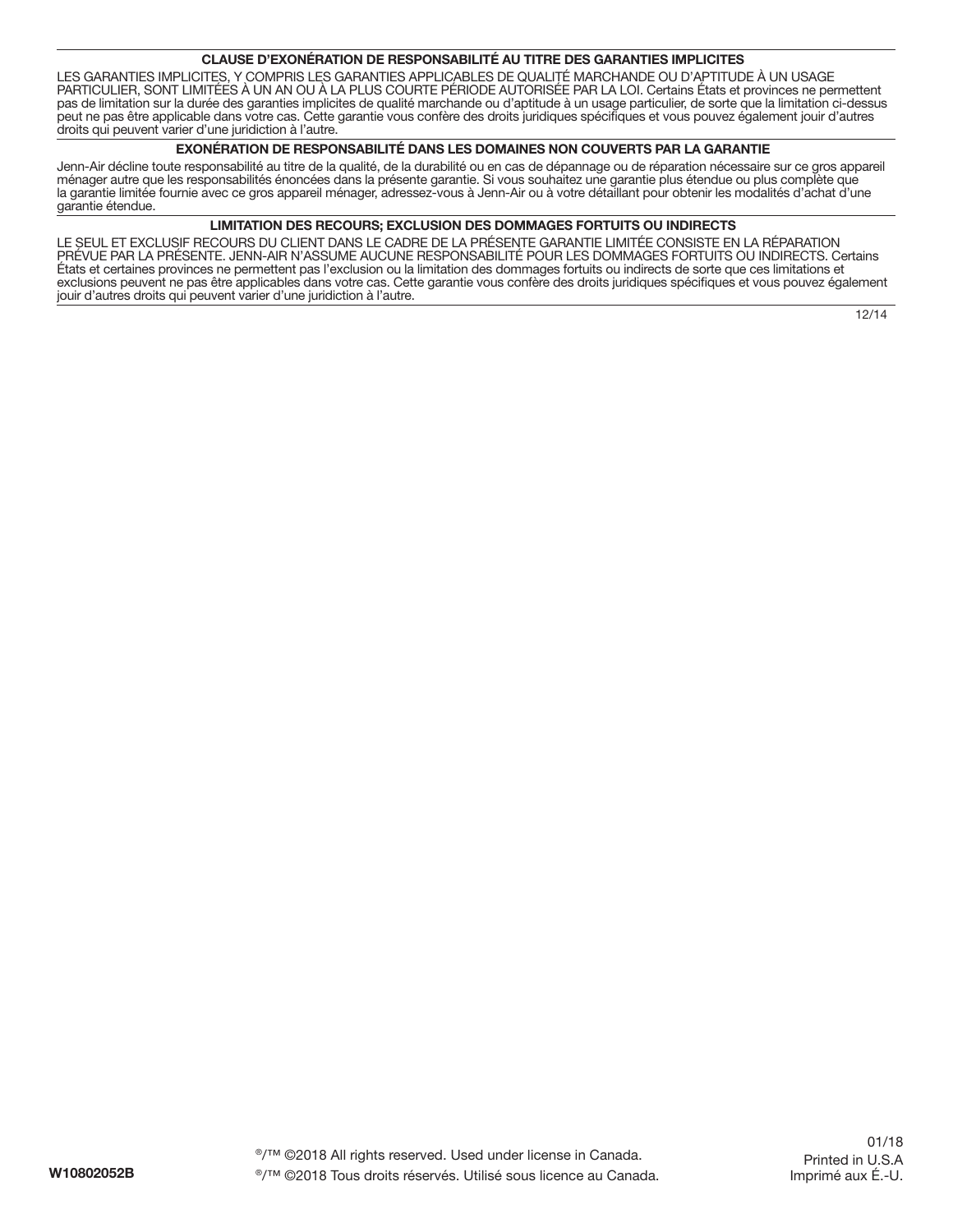**CLAUSE D'EXONÉRATION DE RESPONSABILITÉ AU TITRE DES GARANTIES IMPLICITES**

LES GARANTIES IMPLICITES, Y COMPRIS LES GARANTIES APPLICABLES DE QUALITÉ MARCHANDE OU D'APTITUDE À UN USAGE PARTICULIER, SONT LIMITÉES À UN AN OU À LA PLUS COURTE PÉRIODE AUTORISÉE PAR LA LOI. Certains États et provinces ne permettent pas de limitation sur la durée des garanties implicites de qualité marchande ou d'aptitude à un usage particulier, de sorte que la limitation ci-dessus peut ne pas être applicable dans votre cas. Cette garantie vous confère des droits juridiques spécifiques et vous pouvez également jouir d'autres droits qui peuvent varier d'une juridiction à l'autre.

**EXONÉRATION DE RESPONSABILITÉ DANS LES DOMAINES NON COUVERTS PAR LA GARANTIE**

Jenn-Air décline toute responsabilité au titre de la qualité, de la durabilité ou en cas de dépannage ou de réparation nécessaire sur ce gros appareil ménager autre que les responsabilités énoncées dans la présente garantie. Si vous souhaitez une garantie plus étendue ou plus complète que la garantie limitée fournie avec ce gros appareil ménager, adressez-vous à Jenn-Air ou à votre détaillant pour obtenir les modalités d'achat d'une garantie étendue.

**LIMITATION DES RECOURS; EXCLUSION DES DOMMAGES FORTUITS OU INDIRECTS**

LE SEUL ET EXCLUSIF RECOURS DU CLIENT DANS LE CADRE DE LA PRÉSENTE GARANTIE LIMITÉE CONSISTE EN LA RÉPARATION PRÉVUE PAR LA PRÉSENTE. JENN-AIR N'ASSUME AUCUNE RESPONSABILITÉ POUR LES DOMMAGES FORTUITS OU INDIRECTS. Certains États et certaines provinces ne permettent pas l'exclusion ou la limitation des dommages fortuits ou indirects de sorte que ces limitations et exclusions peuvent ne pas être applicables dans votre cas. Cette garantie vous confère des droits juridiques spécifiques et vous pouvez également jouir d'autres droits qui peuvent varier d'une juridiction à l'autre.

12/14

**W10802052B**

®/™ ©2018 All rights reserved. Used under license in Canada.
®/™ ©2018 Tous droits réservés. Utilisé sous licence au Canada.

01/18
Printed in U.S.A
Imprimé aux É.-U.